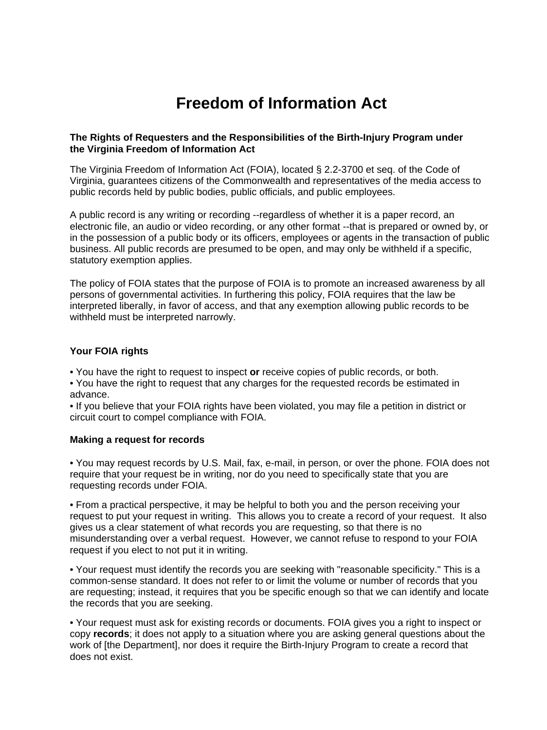# Freedom of Information Act

**The Rights of Requesters and the Responsibilities of the Birth-Injury Program under the Virginia Freedom of Information Act**

The Virginia Freedom of Information Act (FOIA), located § 2.2-3700 et seq. of the Code of Virginia, guarantees citizens of the Commonwealth and representatives of the media access to public records held by public bodies, public officials, and public employees.

A public record is any writing or recording --regardless of whether it is a paper record, an electronic file, an audio or video recording, or any other format --that is prepared or owned by, or in the possession of a public body or its officers, employees or agents in the transaction of public business. All public records are presumed to be open, and may only be withheld if a specific, statutory exemption applies.

The policy of FOIA states that the purpose of FOIA is to promote an increased awareness by all persons of governmental activities. In furthering this policy, FOIA requires that the law be interpreted liberally, in favor of access, and that any exemption allowing public records to be withheld must be interpreted narrowly.

### Your FOIA rights

- You have the right to request to inspect **or** receive copies of public records, or both.
- You have the right to request that any charges for the requested records be estimated in advance.
- If you believe that your FOIA rights have been violated, you may file a petition in district or circuit court to compel compliance with FOIA.

### Making a request for records

- You may request records by U.S. Mail, fax, e-mail, in person, or over the phone. FOIA does not require that your request be in writing, nor do you need to specifically state that you are requesting records under FOIA.

- From a practical perspective, it may be helpful to both you and the person receiving your request to put your request in writing. This allows you to create a record of your request. It also gives us a clear statement of what records you are requesting, so that there is no misunderstanding over a verbal request. However, we cannot refuse to respond to your FOIA request if you elect to not put it in writing.

- Your request must identify the records you are seeking with "reasonable specificity." This is a common-sense standard. It does not refer to or limit the volume or number of records that you are requesting; instead, it requires that you be specific enough so that we can identify and locate the records that you are seeking.

- Your request must ask for existing records or documents. FOIA gives you a right to inspect or copy **records**; it does not apply to a situation where you are asking general questions about the work of [the Department], nor does it require the Birth-Injury Program to create a record that does not exist.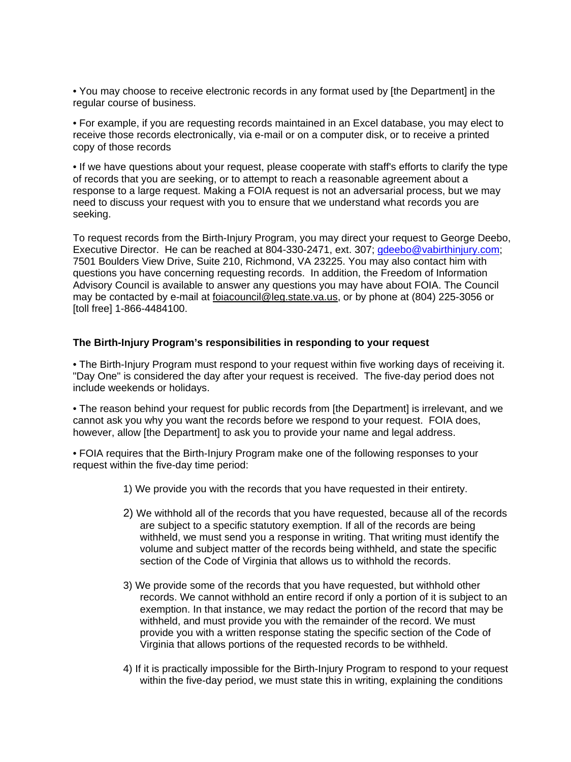• You may choose to receive electronic records in any format used by [the Department] in the regular course of business.

• For example, if you are requesting records maintained in an Excel database, you may elect to receive those records electronically, via e-mail or on a computer disk, or to receive a printed copy of those records

• If we have questions about your request, please cooperate with staff's efforts to clarify the type of records that you are seeking, or to attempt to reach a reasonable agreement about a response to a large request. Making a FOIA request is not an adversarial process, but we may need to discuss your request with you to ensure that we understand what records you are seeking.

To request records from the Birth-Injury Program, you may direct your request to George Deebo, Executive Director. He can be reached at 804-330-2471, ext. 307; gdeebo@vabirthinjury.com; 7501 Boulders View Drive, Suite 210, Richmond, VA 23225. You may also contact him with questions you have concerning requesting records. In addition, the Freedom of Information Advisory Council is available to answer any questions you may have about FOIA. The Council may be contacted by e-mail at foiacouncil@leg.state.va.us, or by phone at (804) 225-3056 or [toll free] 1-866-4484100.

**The Birth-Injury Program's responsibilities in responding to your request**

• The Birth-Injury Program must respond to your request within five working days of receiving it. "Day One" is considered the day after your request is received. The five-day period does not include weekends or holidays.

• The reason behind your request for public records from [the Department] is irrelevant, and we cannot ask you why you want the records before we respond to your request. FOIA does, however, allow [the Department] to ask you to provide your name and legal address.

• FOIA requires that the Birth-Injury Program make one of the following responses to your request within the five-day time period:

1) We provide you with the records that you have requested in their entirety.

2) We withhold all of the records that you have requested, because all of the records are subject to a specific statutory exemption. If all of the records are being withheld, we must send you a response in writing. That writing must identify the volume and subject matter of the records being withheld, and state the specific section of the Code of Virginia that allows us to withhold the records.

3) We provide some of the records that you have requested, but withhold other records. We cannot withhold an entire record if only a portion of it is subject to an exemption. In that instance, we may redact the portion of the record that may be withheld, and must provide you with the remainder of the record. We must provide you with a written response stating the specific section of the Code of Virginia that allows portions of the requested records to be withheld.

4) If it is practically impossible for the Birth-Injury Program to respond to your request within the five-day period, we must state this in writing, explaining the conditions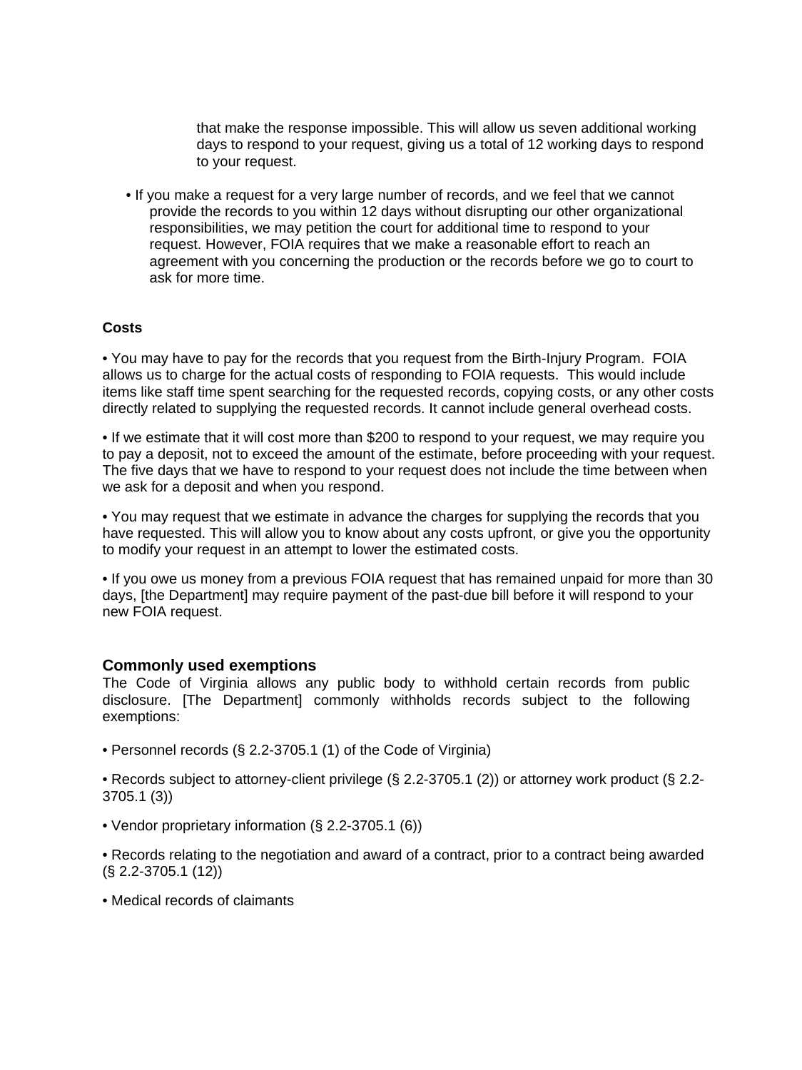that make the response impossible. This will allow us seven additional working days to respond to your request, giving us a total of 12 working days to respond to your request.

• If you make a request for a very large number of records, and we feel that we cannot provide the records to you within 12 days without disrupting our other organizational responsibilities, we may petition the court for additional time to respond to your request. However, FOIA requires that we make a reasonable effort to reach an agreement with you concerning the production or the records before we go to court to ask for more time.

**Costs**

• You may have to pay for the records that you request from the Birth-Injury Program. FOIA allows us to charge for the actual costs of responding to FOIA requests. This would include items like staff time spent searching for the requested records, copying costs, or any other costs directly related to supplying the requested records. It cannot include general overhead costs.

• If we estimate that it will cost more than $200 to respond to your request, we may require you to pay a deposit, not to exceed the amount of the estimate, before proceeding with your request. The five days that we have to respond to your request does not include the time between when we ask for a deposit and when you respond.

• You may request that we estimate in advance the charges for supplying the records that you have requested. This will allow you to know about any costs upfront, or give you the opportunity to modify your request in an attempt to lower the estimated costs.

• If you owe us money from a previous FOIA request that has remained unpaid for more than 30 days, [the Department] may require payment of the past-due bill before it will respond to your new FOIA request.

## Commonly used exemptions

The Code of Virginia allows any public body to withhold certain records from public disclosure. [The Department] commonly withholds records subject to the following exemptions:

• Personnel records (§ 2.2-3705.1 (1) of the Code of Virginia)

• Records subject to attorney-client privilege (§ 2.2-3705.1 (2)) or attorney work product (§ 2.2-3705.1 (3))

• Vendor proprietary information (§ 2.2-3705.1 (6))

• Records relating to the negotiation and award of a contract, prior to a contract being awarded (§ 2.2-3705.1 (12))

• Medical records of claimants